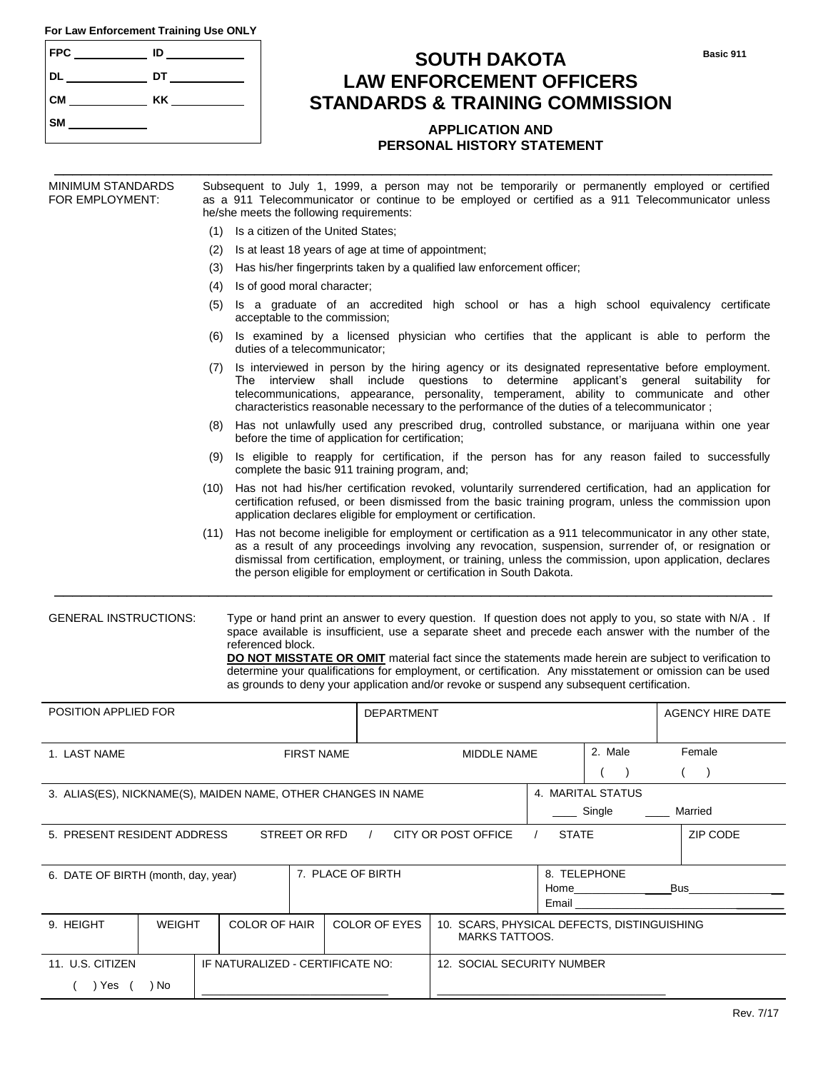For Law Enforcement Training Use ONLY

| | |
|---|---|
| FPC ________ | ID ________ |
| DL ________ | DT ________ |
| CM ________ | KK ________ |
| SM ________ | |

Basic 911

# SOUTH DAKOTA LAW ENFORCEMENT OFFICERS STANDARDS & TRAINING COMMISSION

## APPLICATION AND PERSONAL HISTORY STATEMENT

MINIMUM STANDARDS FOR EMPLOYMENT: Subsequent to July 1, 1999, a person may not be temporarily or permanently employed or certified as a 911 Telecommunicator or continue to be employed or certified as a 911 Telecommunicator unless he/she meets the following requirements:

(1) Is a citizen of the United States;

(2) Is at least 18 years of age at time of appointment;

(3) Has his/her fingerprints taken by a qualified law enforcement officer;

(4) Is of good moral character;

(5) Is a graduate of an accredited high school or has a high school equivalency certificate acceptable to the commission;

(6) Is examined by a licensed physician who certifies that the applicant is able to perform the duties of a telecommunicator;

(7) Is interviewed in person by the hiring agency or its designated representative before employment. The interview shall include questions to determine applicant's general suitability for telecommunications, appearance, personality, temperament, ability to communicate and other characteristics reasonable necessary to the performance of the duties of a telecommunicator ;

(8) Has not unlawfully used any prescribed drug, controlled substance, or marijuana within one year before the time of application for certification;

(9) Is eligible to reapply for certification, if the person has for any reason failed to successfully complete the basic 911 training program, and;

(10) Has not had his/her certification revoked, voluntarily surrendered certification, had an application for certification refused, or been dismissed from the basic training program, unless the commission upon application declares eligible for employment or certification.

(11) Has not become ineligible for employment or certification as a 911 telecommunicator in any other state, as a result of any proceedings involving any revocation, suspension, surrender of, or resignation or dismissal from certification, employment, or training, unless the commission, upon application, declares the person eligible for employment or certification in South Dakota.

GENERAL INSTRUCTIONS: Type or hand print an answer to every question. If question does not apply to you, so state with N/A . If space available is insufficient, use a separate sheet and precede each answer with the number of the referenced block.

**DO NOT MISSTATE OR OMIT** material fact since the statements made herein are subject to verification to determine your qualifications for employment, or certification. Any misstatement or omission can be used as grounds to deny your application and/or revoke or suspend any subsequent certification.

| POSITION APPLIED FOR | DEPARTMENT | AGENCY HIRE DATE |
|---|---|---|
| | | |

| 1. LAST NAME | FIRST NAME | MIDDLE NAME | 2. Male ( ) | Female ( ) |
|---|---|---|---|---|
| | | | | |

| 3. ALIAS(ES), NICKNAME(S), MAIDEN NAME, OTHER CHANGES IN NAME | 4. MARITAL STATUS ____ Single ____ Married |
|---|---|
| | |

| 5. PRESENT RESIDENT ADDRESS STREET OR RFD / CITY OR POST OFFICE / STATE | ZIP CODE |
|---|---|
| | |

| 6. DATE OF BIRTH (month, day, year) | 7. PLACE OF BIRTH | 8. TELEPHONE Home________ Bus________ Email________ |
|---|---|---|
| | | |

| 9. HEIGHT | WEIGHT | COLOR OF HAIR | COLOR OF EYES | 10. SCARS, PHYSICAL DEFECTS, DISTINGUISHING MARKS TATTOOS. |
|---|---|---|---|---|
| | | | | |

| 11. U.S. CITIZEN ( ) Yes ( ) No | IF NATURALIZED - CERTIFICATE NO: ________ | 12. SOCIAL SECURITY NUMBER ________ |
|---|---|---|

Rev. 7/17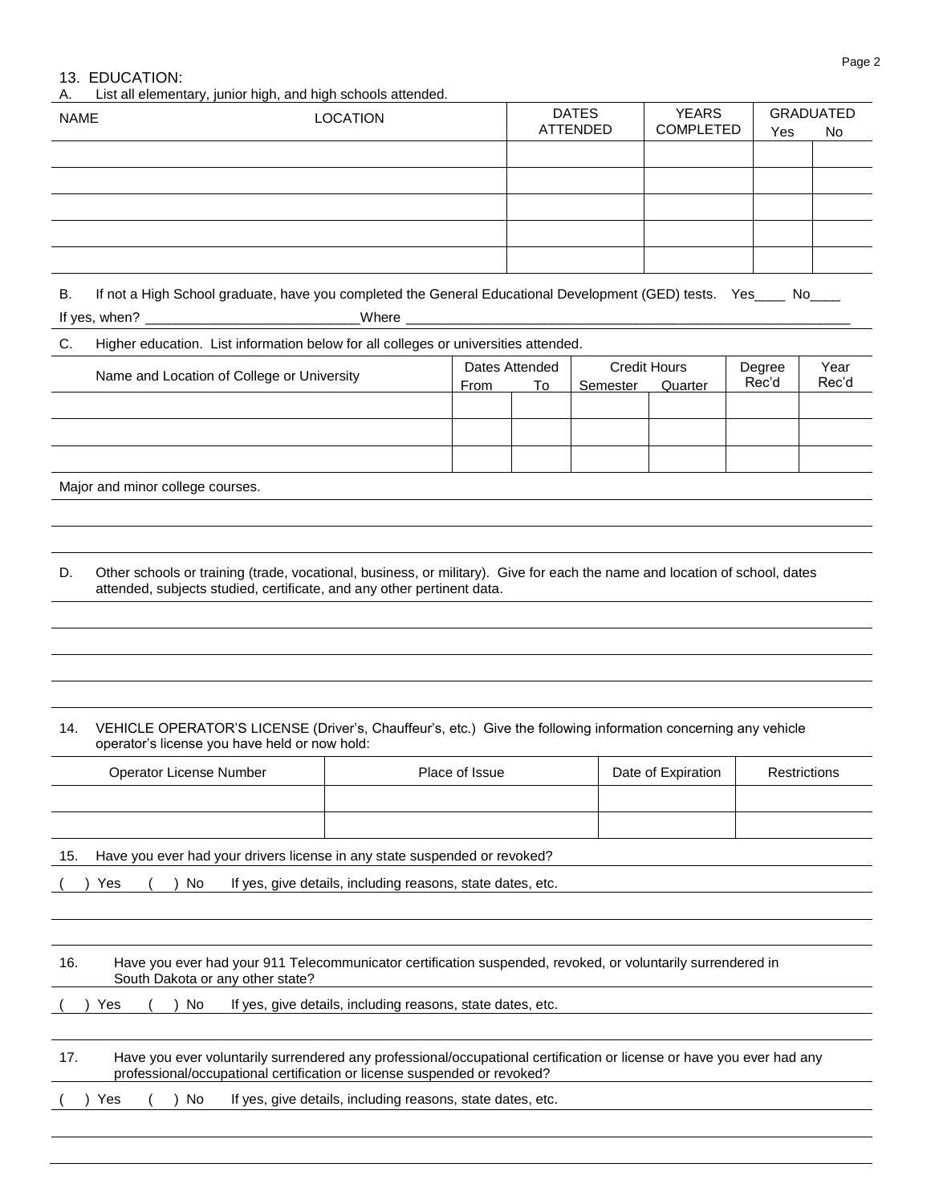## 13. EDUCATION:

A. List all elementary, junior high, and high schools attended.

| NAME | LOCATION | DATES ATTENDED | YEARS COMPLETED | GRADUATED Yes | No |
|---|---|---|---|---|---|
| | | | | | |
| | | | | | |
| | | | | | |
| | | | | | |
| | | | | | |

B. If not a High School graduate, have you completed the General Educational Development (GED) tests. Yes____ No____

If yes, when? ___________________________Where ____________________________________________________________

C. Higher education. List information below for all colleges or universities attended.

| Name and Location of College or University | Dates Attended | | Credit Hours | | Degree Rec'd | Year Rec'd |
|---|---|---|---|---|---|---|
| | From | To | Semester | Quarter | | |
| | | | | | | |
| | | | | | | |
| | | | | | | |

Major and minor college courses.

______________________________________________________________________________

______________________________________________________________________________

D. Other schools or training (trade, vocational, business, or military). Give for each the name and location of school, dates attended, subjects studied, certificate, and any other pertinent data.

______________________________________________________________________________

______________________________________________________________________________

______________________________________________________________________________

______________________________________________________________________________

## 14. VEHICLE OPERATOR'S LICENSE (Driver's, Chauffeur's, etc.) Give the following information concerning any vehicle operator's license you have held or now hold:

| Operator License Number | Place of Issue | Date of Expiration | Restrictions |
|---|---|---|---|
| | | | |
| | | | |

15. Have you ever had your drivers license in any state suspended or revoked?

( ) Yes ( ) No If yes, give details, including reasons, state dates, etc.

______________________________________________________________________________

______________________________________________________________________________

16. Have you ever had your 911 Telecommunicator certification suspended, revoked, or voluntarily surrendered in South Dakota or any other state?

( ) Yes ( ) No If yes, give details, including reasons, state dates, etc.

______________________________________________________________________________

17. Have you ever voluntarily surrendered any professional/occupational certification or license or have you ever had any professional/occupational certification or license suspended or revoked?

( ) Yes ( ) No If yes, give details, including reasons, state dates, etc.

______________________________________________________________________________

______________________________________________________________________________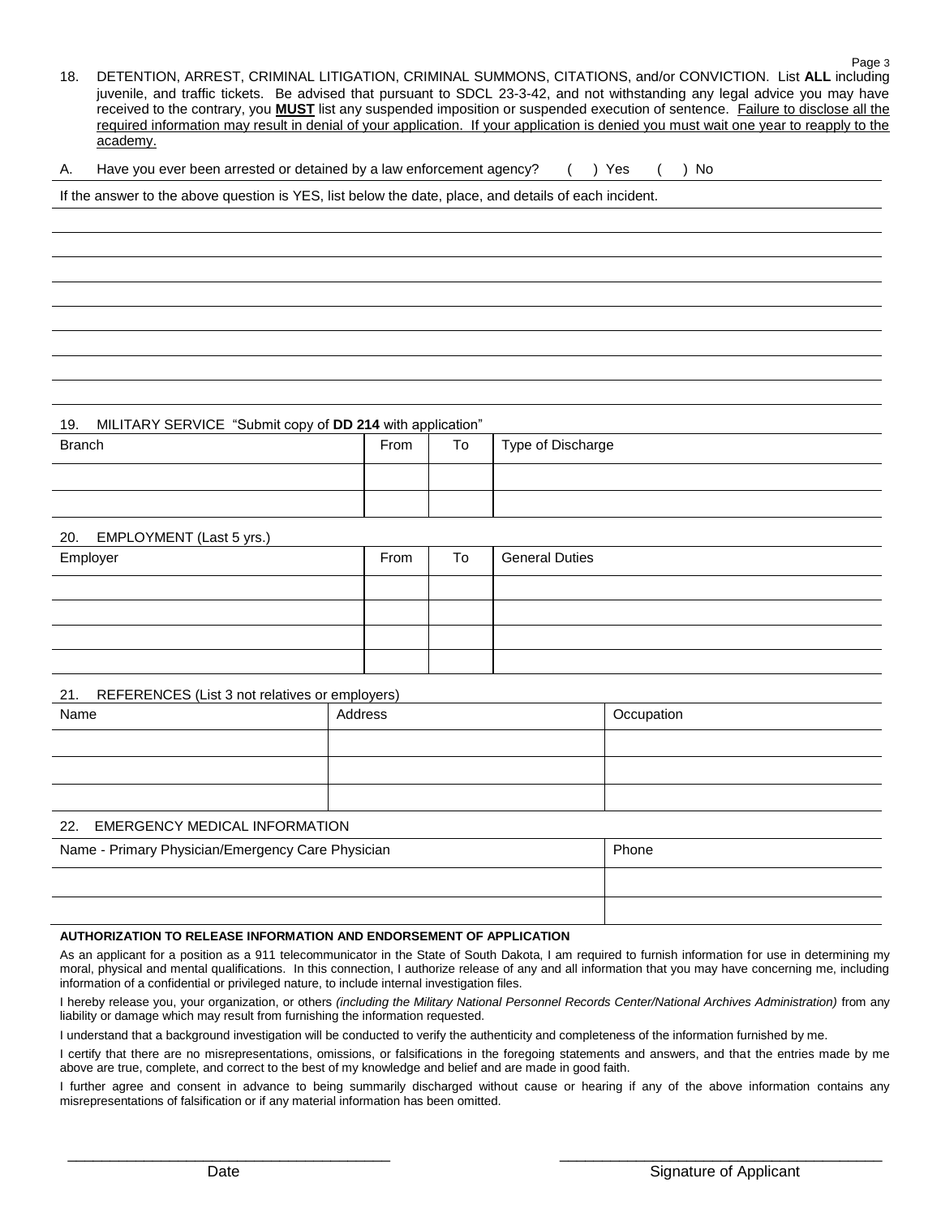18. DETENTION, ARREST, CRIMINAL LITIGATION, CRIMINAL SUMMONS, CITATIONS, and/or CONVICTION. List **ALL** including juvenile, and traffic tickets. Be advised that pursuant to SDCL 23-3-42, and not withstanding any legal advice you may have received to the contrary, you **MUST** list any suspended imposition or suspended execution of sentence. Failure to disclose all the required information may result in denial of your application. If your application is denied you must wait one year to reapply to the academy.

A. Have you ever been arrested or detained by a law enforcement agency? ( ) Yes ( ) No

If the answer to the above question is YES, list below the date, place, and details of each incident.

19. MILITARY SERVICE "Submit copy of **DD 214** with application"

| Branch | From | To | Type of Discharge |
|---|---|---|---|
| | | | |
| | | | |

20. EMPLOYMENT (Last 5 yrs.)

| Employer | From | To | General Duties |
|---|---|---|---|
| | | | |
| | | | |
| | | | |
| | | | |

21. REFERENCES (List 3 not relatives or employers)

| Name | Address | Occupation |
|---|---|---|
| | | |
| | | |
| | | |

22. EMERGENCY MEDICAL INFORMATION

| Name - Primary Physician/Emergency Care Physician | Phone |
|---|---|
| | |
| | |

**AUTHORIZATION TO RELEASE INFORMATION AND ENDORSEMENT OF APPLICATION**

As an applicant for a position as a 911 telecommunicator in the State of South Dakota, I am required to furnish information for use in determining my moral, physical and mental qualifications. In this connection, I authorize release of any and all information that you may have concerning me, including information of a confidential or privileged nature, to include internal investigation files.

I hereby release you, your organization, or others *(including the Military National Personnel Records Center/National Archives Administration)* from any liability or damage which may result from furnishing the information requested.

I understand that a background investigation will be conducted to verify the authenticity and completeness of the information furnished by me.

I certify that there are no misrepresentations, omissions, or falsifications in the foregoing statements and answers, and that the entries made by me above are true, complete, and correct to the best of my knowledge and belief and are made in good faith.

I further agree and consent in advance to being summarily discharged without cause or hearing if any of the above information contains any misrepresentations of falsification or if any material information has been omitted.

\_\_\_\_\_\_\_\_\_\_\_\_\_\_\_\_\_\_\_\_\_\_\_\_\_\_\_\_\_\_\_\_\_\_\_\_\_\_\_\_ \_\_\_\_\_\_\_\_\_\_\_\_\_\_\_\_\_\_\_\_\_\_\_\_\_\_\_\_\_\_\_\_\_\_\_\_\_\_\_\_

Date Signature of Applicant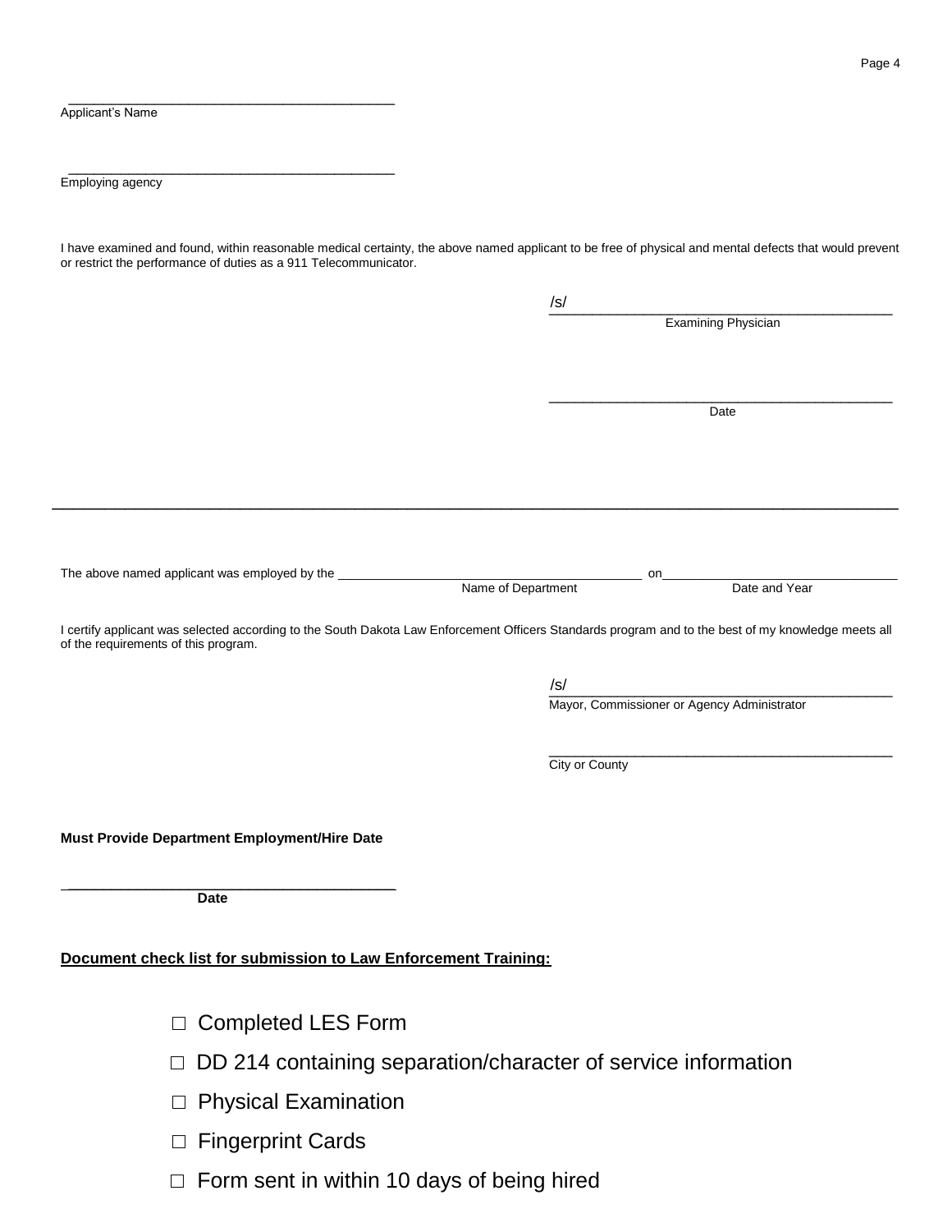______________________________________________
Applicant's Name

______________________________________________
Employing agency

I have examined and found, within reasonable medical certainty, the above named applicant to be free of physical and mental defects that would prevent or restrict the performance of duties as a 911 Telecommunicator.

/s/ ______________________________________________
Examining Physician

______________________________________________
Date

---

The above named applicant was employed by the ______________________________________________ on ________________________________
Name of Department Date and Year

I certify applicant was selected according to the South Dakota Law Enforcement Officers Standards program and to the best of my knowledge meets all of the requirements of this program.

/s/ ______________________________________________
Mayor, Commissioner or Agency Administrator

______________________________________________
City or County

**Must Provide Department Employment/Hire Date**

______________________________________________
**Date**

**Document check list for submission to Law Enforcement Training:**

- ☐ Completed LES Form
- ☐ DD 214 containing separation/character of service information
- ☐ Physical Examination
- ☐ Fingerprint Cards
- ☐ Form sent in within 10 days of being hired